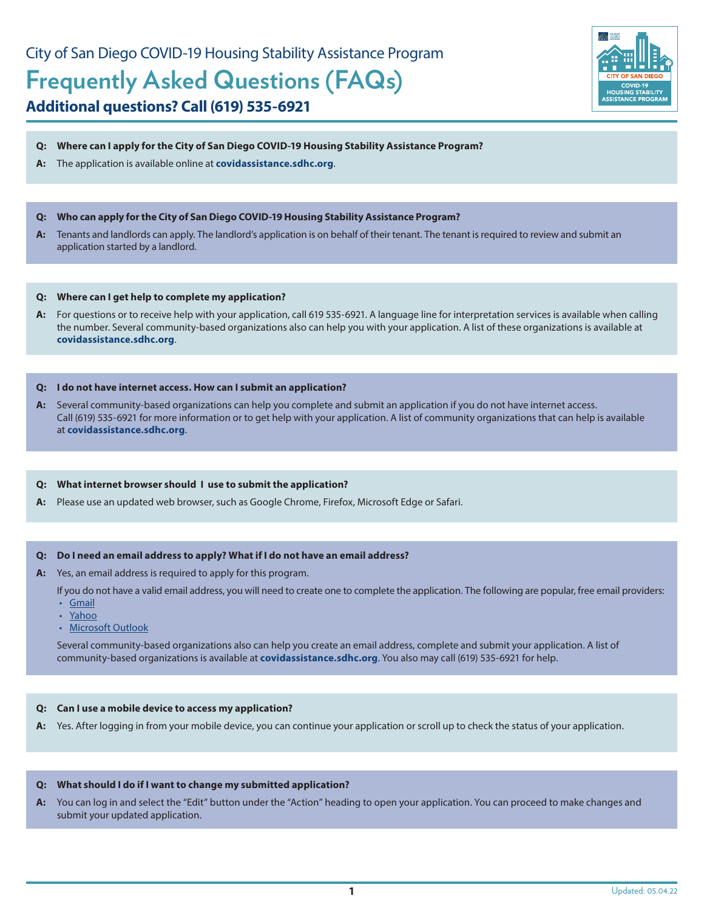City of San Diego COVID-19 Housing Stability Assistance Program

# Frequently Asked Questions (FAQs)

## Additional questions? Call (619) 535-6921

**Q: Where can I apply for the City of San Diego COVID-19 Housing Stability Assistance Program?**

**A:** The application is available online at **covidassistance.sdhc.org**.

**Q: Who can apply for the City of San Diego COVID-19 Housing Stability Assistance Program?**

**A:** Tenants and landlords can apply. The landlord's application is on behalf of their tenant. The tenant is required to review and submit an application started by a landlord.

**Q: Where can I get help to complete my application?**

**A:** For questions or to receive help with your application, call 619 535-6921. A language line for interpretation services is available when calling the number. Several community-based organizations also can help you with your application. A list of these organizations is available at **covidassistance.sdhc.org**.

**Q: I do not have internet access. How can I submit an application?**

**A:** Several community-based organizations can help you complete and submit an application if you do not have internet access. Call (619) 535-6921 for more information or to get help with your application. A list of community organizations that can help is available at **covidassistance.sdhc.org**.

**Q: What internet browser should I use to submit the application?**

**A:** Please use an updated web browser, such as Google Chrome, Firefox, Microsoft Edge or Safari.

**Q: Do I need an email address to apply? What if I do not have an email address?**

**A:** Yes, an email address is required to apply for this program.

If you do not have a valid email address, you will need to create one to complete the application. The following are popular, free email providers:

- Gmail
- Yahoo
- Microsoft Outlook

Several community-based organizations also can help you create an email address, complete and submit your application. A list of community-based organizations is available at **covidassistance.sdhc.org**. You also may call (619) 535-6921 for help.

**Q: Can I use a mobile device to access my application?**

**A:** Yes. After logging in from your mobile device, you can continue your application or scroll up to check the status of your application.

**Q: What should I do if I want to change my submitted application?**

**A:** You can log in and select the "Edit" button under the "Action" heading to open your application. You can proceed to make changes and submit your updated application.

Updated: 05.04.22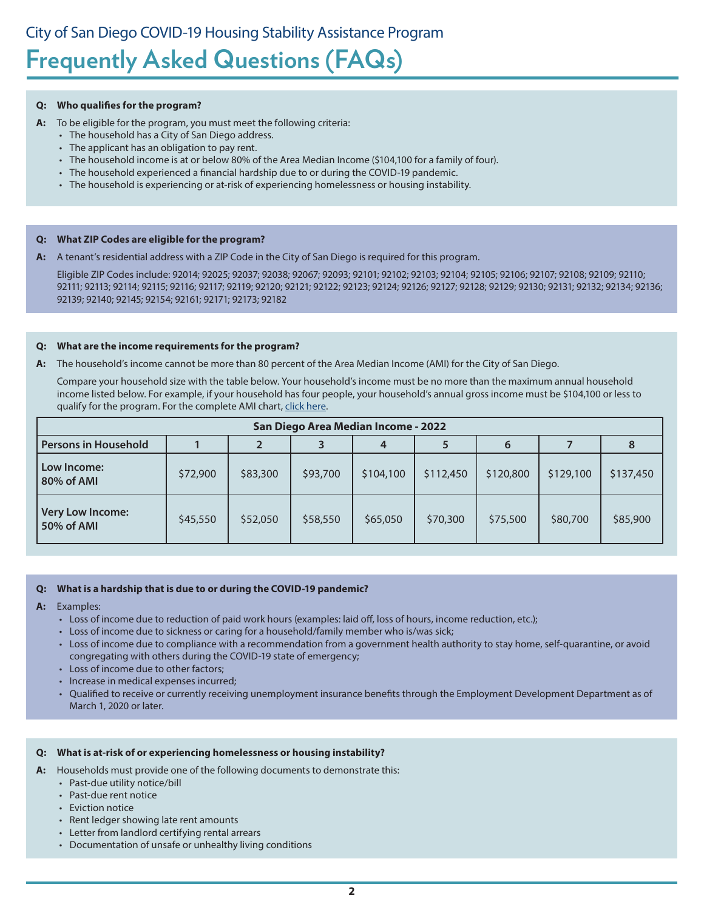City of San Diego COVID-19 Housing Stability Assistance Program

# Frequently Asked Questions (FAQs)

**Q: Who qualifies for the program?**

**A:** To be eligible for the program, you must meet the following criteria:

- The household has a City of San Diego address.
- The applicant has an obligation to pay rent.
- The household income is at or below 80% of the Area Median Income ($104,100 for a family of four).
- The household experienced a financial hardship due to or during the COVID-19 pandemic.
- The household is experiencing or at-risk of experiencing homelessness or housing instability.

**Q: What ZIP Codes are eligible for the program?**

**A:** A tenant's residential address with a ZIP Code in the City of San Diego is required for this program.

Eligible ZIP Codes include: 92014; 92025; 92037; 92038; 92067; 92093; 92101; 92102; 92103; 92104; 92105; 92106; 92107; 92108; 92109; 92110; 92111; 92113; 92114; 92115; 92116; 92117; 92119; 92120; 92121; 92122; 92123; 92124; 92126; 92127; 92128; 92129; 92130; 92131; 92132; 92134; 92136; 92139; 92140; 92145; 92154; 92161; 92171; 92173; 92182

**Q: What are the income requirements for the program?**

**A:** The household's income cannot be more than 80 percent of the Area Median Income (AMI) for the City of San Diego.

Compare your household size with the table below. Your household's income must be no more than the maximum annual household income listed below. For example, if your household has four people, your household's annual gross income must be $104,100 or less to qualify for the program. For the complete AMI chart, click here.

| San Diego Area Median Income - 2022 | | | | | | | | |
|---|---|---|---|---|---|---|---|---|
| **Persons in Household** | **1** | **2** | **3** | **4** | **5** | **6** | **7** | **8** |
| **Low Income: 80% of AMI** | $72,900 | $83,300 | $93,700 | $104,100 | $112,450 | $120,800 | $129,100 | $137,450 |
| **Very Low Income: 50% of AMI** | $45,550 | $52,050 | $58,550 | $65,050 | $70,300 | $75,500 | $80,700 | $85,900 |

**Q: What is a hardship that is due to or during the COVID-19 pandemic?**

**A:** Examples:

- Loss of income due to reduction of paid work hours (examples: laid off, loss of hours, income reduction, etc.);
- Loss of income due to sickness or caring for a household/family member who is/was sick;
- Loss of income due to compliance with a recommendation from a government health authority to stay home, self-quarantine, or avoid congregating with others during the COVID-19 state of emergency;
- Loss of income due to other factors;
- Increase in medical expenses incurred;
- Qualified to receive or currently receiving unemployment insurance benefits through the Employment Development Department as of March 1, 2020 or later.

**Q: What is at-risk of or experiencing homelessness or housing instability?**

**A:** Households must provide one of the following documents to demonstrate this:

- Past-due utility notice/bill
- Past-due rent notice
- Eviction notice
- Rent ledger showing late rent amounts
- Letter from landlord certifying rental arrears
- Documentation of unsafe or unhealthy living conditions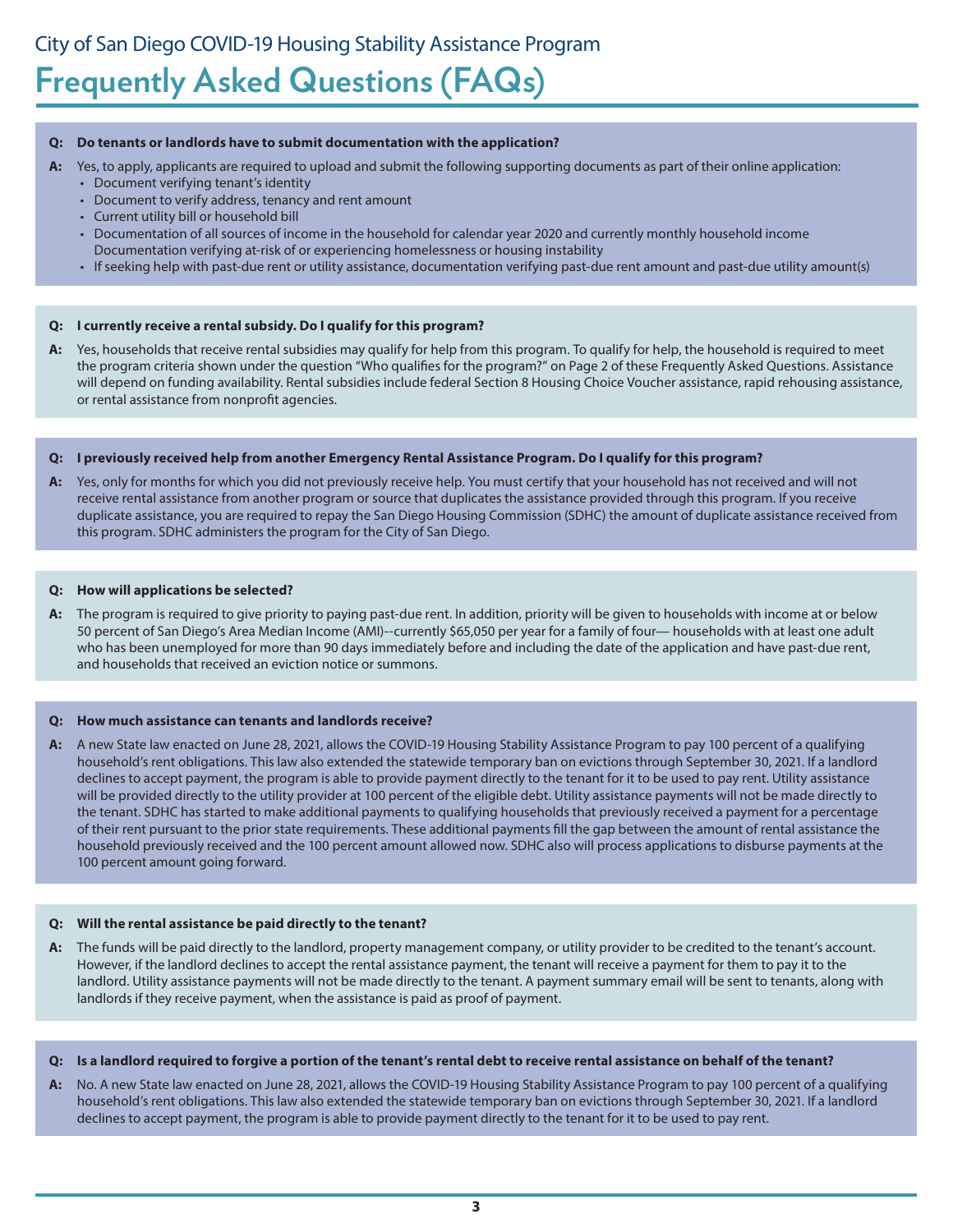City of San Diego COVID-19 Housing Stability Assistance Program

# Frequently Asked Questions (FAQs)

**Q: Do tenants or landlords have to submit documentation with the application?**

**A:** Yes, to apply, applicants are required to upload and submit the following supporting documents as part of their online application:

- Document verifying tenant's identity
- Document to verify address, tenancy and rent amount
- Current utility bill or household bill
- Documentation of all sources of income in the household for calendar year 2020 and currently monthly household income Documentation verifying at-risk of or experiencing homelessness or housing instability
- If seeking help with past-due rent or utility assistance, documentation verifying past-due rent amount and past-due utility amount(s)

**Q: I currently receive a rental subsidy. Do I qualify for this program?**

**A:** Yes, households that receive rental subsidies may qualify for help from this program. To qualify for help, the household is required to meet the program criteria shown under the question "Who qualifies for the program?" on Page 2 of these Frequently Asked Questions. Assistance will depend on funding availability. Rental subsidies include federal Section 8 Housing Choice Voucher assistance, rapid rehousing assistance, or rental assistance from nonprofit agencies.

**Q: I previously received help from another Emergency Rental Assistance Program. Do I qualify for this program?**

**A:** Yes, only for months for which you did not previously receive help. You must certify that your household has not received and will not receive rental assistance from another program or source that duplicates the assistance provided through this program. If you receive duplicate assistance, you are required to repay the San Diego Housing Commission (SDHC) the amount of duplicate assistance received from this program. SDHC administers the program for the City of San Diego.

**Q: How will applications be selected?**

**A:** The program is required to give priority to paying past-due rent. In addition, priority will be given to households with income at or below 50 percent of San Diego's Area Median Income (AMI)--currently $65,050 per year for a family of four— households with at least one adult who has been unemployed for more than 90 days immediately before and including the date of the application and have past-due rent, and households that received an eviction notice or summons.

**Q: How much assistance can tenants and landlords receive?**

**A:** A new State law enacted on June 28, 2021, allows the COVID-19 Housing Stability Assistance Program to pay 100 percent of a qualifying household's rent obligations. This law also extended the statewide temporary ban on evictions through September 30, 2021. If a landlord declines to accept payment, the program is able to provide payment directly to the tenant for it to be used to pay rent. Utility assistance will be provided directly to the utility provider at 100 percent of the eligible debt. Utility assistance payments will not be made directly to the tenant. SDHC has started to make additional payments to qualifying households that previously received a payment for a percentage of their rent pursuant to the prior state requirements. These additional payments fill the gap between the amount of rental assistance the household previously received and the 100 percent amount allowed now. SDHC also will process applications to disburse payments at the 100 percent amount going forward.

**Q: Will the rental assistance be paid directly to the tenant?**

**A:** The funds will be paid directly to the landlord, property management company, or utility provider to be credited to the tenant's account. However, if the landlord declines to accept the rental assistance payment, the tenant will receive a payment for them to pay it to the landlord. Utility assistance payments will not be made directly to the tenant. A payment summary email will be sent to tenants, along with landlords if they receive payment, when the assistance is paid as proof of payment.

**Q: Is a landlord required to forgive a portion of the tenant's rental debt to receive rental assistance on behalf of the tenant?**

**A:** No. A new State law enacted on June 28, 2021, allows the COVID-19 Housing Stability Assistance Program to pay 100 percent of a qualifying household's rent obligations. This law also extended the statewide temporary ban on evictions through September 30, 2021. If a landlord declines to accept payment, the program is able to provide payment directly to the tenant for it to be used to pay rent.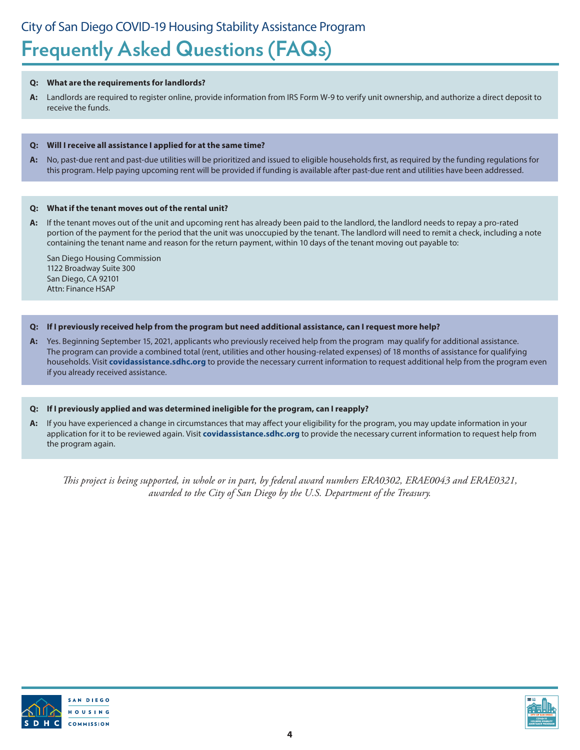City of San Diego COVID-19 Housing Stability Assistance Program

# Frequently Asked Questions (FAQs)

**Q: What are the requirements for landlords?**

**A:** Landlords are required to register online, provide information from IRS Form W-9 to verify unit ownership, and authorize a direct deposit to receive the funds.

**Q: Will I receive all assistance I applied for at the same time?**

**A:** No, past-due rent and past-due utilities will be prioritized and issued to eligible households first, as required by the funding regulations for this program. Help paying upcoming rent will be provided if funding is available after past-due rent and utilities have been addressed.

**Q: What if the tenant moves out of the rental unit?**

**A:** If the tenant moves out of the unit and upcoming rent has already been paid to the landlord, the landlord needs to repay a pro-rated portion of the payment for the period that the unit was unoccupied by the tenant. The landlord will need to remit a check, including a note containing the tenant name and reason for the return payment, within 10 days of the tenant moving out payable to:

San Diego Housing Commission
1122 Broadway Suite 300
San Diego, CA 92101
Attn: Finance HSAP

**Q: If I previously received help from the program but need additional assistance, can I request more help?**

**A:** Yes. Beginning September 15, 2021, applicants who previously received help from the program may qualify for additional assistance. The program can provide a combined total (rent, utilities and other housing-related expenses) of 18 months of assistance for qualifying households. Visit **covidassistance.sdhc.org** to provide the necessary current information to request additional help from the program even if you already received assistance.

**Q: If I previously applied and was determined ineligible for the program, can I reapply?**

**A:** If you have experienced a change in circumstances that may affect your eligibility for the program, you may update information in your application for it to be reviewed again. Visit **covidassistance.sdhc.org** to provide the necessary current information to request help from the program again.

*This project is being supported, in whole or in part, by federal award numbers ERA0302, ERAE0043 and ERAE0321, awarded to the City of San Diego by the U.S. Department of the Treasury.*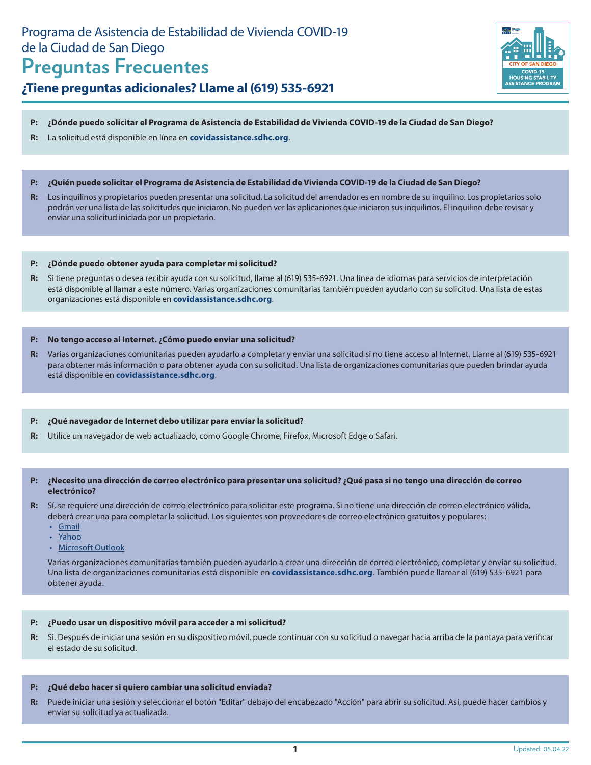# Programa de Asistencia de Estabilidad de Vivienda COVID-19 de la Ciudad de San Diego

## Preguntas Frecuentes

### ¿Tiene preguntas adicionales? Llame al (619) 535-6921

**P: ¿Dónde puedo solicitar el Programa de Asistencia de Estabilidad de Vivienda COVID-19 de la Ciudad de San Diego?**

**R:** La solicitud está disponible en línea en **covidassistance.sdhc.org**.

**P: ¿Quién puede solicitar el Programa de Asistencia de Estabilidad de Vivienda COVID-19 de la Ciudad de San Diego?**

**R:** Los inquilinos y propietarios pueden presentar una solicitud. La solicitud del arrendador es en nombre de su inquilino. Los propietarios solo podrán ver una lista de las solicitudes que iniciaron. No pueden ver las aplicaciones que iniciaron sus inquilinos. El inquilino debe revisar y enviar una solicitud iniciada por un propietario.

**P: ¿Dónde puedo obtener ayuda para completar mi solicitud?**

**R:** Si tiene preguntas o desea recibir ayuda con su solicitud, llame al (619) 535-6921. Una línea de idiomas para servicios de interpretación está disponible al llamar a este número. Varias organizaciones comunitarias también pueden ayudarlo con su solicitud. Una lista de estas organizaciones está disponible en **covidassistance.sdhc.org**.

**P: No tengo acceso al Internet. ¿Cómo puedo enviar una solicitud?**

**R:** Varias organizaciones comunitarias pueden ayudarlo a completar y enviar una solicitud si no tiene acceso al Internet. Llame al (619) 535-6921 para obtener más información o para obtener ayuda con su solicitud. Una lista de organizaciones comunitarias que pueden brindar ayuda está disponible en **covidassistance.sdhc.org**.

**P: ¿Qué navegador de Internet debo utilizar para enviar la solicitud?**

**R:** Utilice un navegador de web actualizado, como Google Chrome, Firefox, Microsoft Edge o Safari.

**P: ¿Necesito una dirección de correo electrónico para presentar una solicitud? ¿Qué pasa si no tengo una dirección de correo electrónico?**

**R:** Sí, se requiere una dirección de correo electrónico para solicitar este programa. Si no tiene una dirección de correo electrónico válida, deberá crear una para completar la solicitud. Los siguientes son proveedores de correo electrónico gratuitos y populares:

- Gmail
- Yahoo
- Microsoft Outlook

Varias organizaciones comunitarias también pueden ayudarlo a crear una dirección de correo electrónico, completar y enviar su solicitud. Una lista de organizaciones comunitarias está disponible en **covidassistance.sdhc.org**. También puede llamar al (619) 535-6921 para obtener ayuda.

**P: ¿Puedo usar un dispositivo móvil para acceder a mi solicitud?**

**R:** Si. Después de iniciar una sesión en su dispositivo móvil, puede continuar con su solicitud o navegar hacia arriba de la pantaya para verificar el estado de su solicitud.

**P: ¿Qué debo hacer si quiero cambiar una solicitud enviada?**

**R:** Puede iniciar una sesión y seleccionar el botón "Editar" debajo del encabezado "Acción" para abrir su solicitud. Así, puede hacer cambios y enviar su solicitud ya actualizada.

Updated: 05.04.22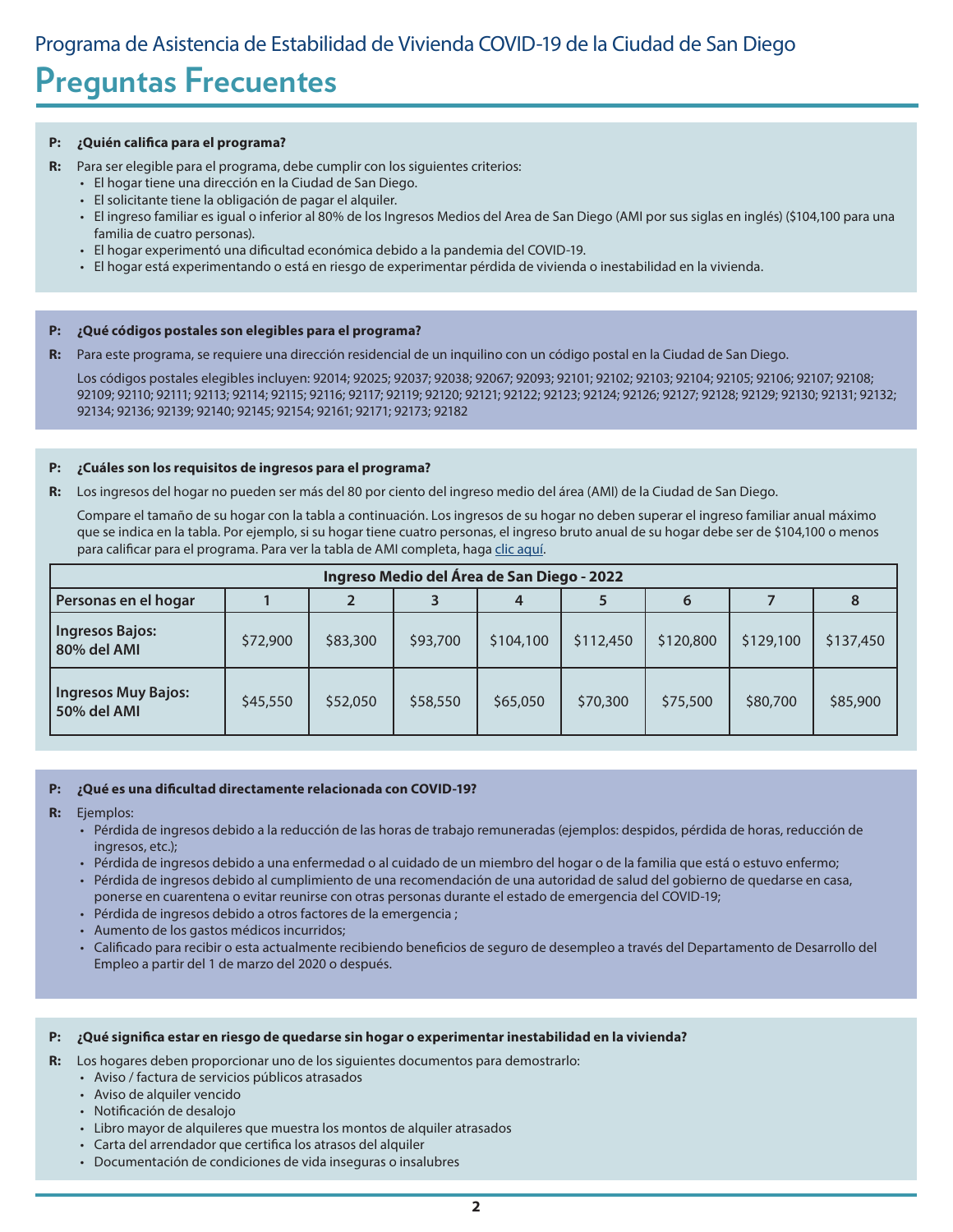Programa de Asistencia de Estabilidad de Vivienda COVID-19 de la Ciudad de San Diego

# Preguntas Frecuentes

**P: ¿Quién califica para el programa?**

**R:** Para ser elegible para el programa, debe cumplir con los siguientes criterios:

- El hogar tiene una dirección en la Ciudad de San Diego.
- El solicitante tiene la obligación de pagar el alquiler.
- El ingreso familiar es igual o inferior al 80% de los Ingresos Medios del Area de San Diego (AMI por sus siglas en inglés) ($104,100 para una familia de cuatro personas).
- El hogar experimentó una dificultad económica debido a la pandemia del COVID-19.
- El hogar está experimentando o está en riesgo de experimentar pérdida de vivienda o inestabilidad en la vivienda.

**P: ¿Qué códigos postales son elegibles para el programa?**

**R:** Para este programa, se requiere una dirección residencial de un inquilino con un código postal en la Ciudad de San Diego.

Los códigos postales elegibles incluyen: 92014; 92025; 92037; 92038; 92067; 92093; 92101; 92102; 92103; 92104; 92105; 92106; 92107; 92108; 92109; 92110; 92111; 92113; 92114; 92115; 92116; 92117; 92119; 92120; 92121; 92122; 92123; 92124; 92126; 92127; 92128; 92129; 92130; 92131; 92132; 92134; 92136; 92139; 92140; 92145; 92154; 92161; 92171; 92173; 92182

**P: ¿Cuáles son los requisitos de ingresos para el programa?**

**R:** Los ingresos del hogar no pueden ser más del 80 por ciento del ingreso medio del área (AMI) de la Ciudad de San Diego.

Compare el tamaño de su hogar con la tabla a continuación. Los ingresos de su hogar no deben superar el ingreso familiar anual máximo que se indica en la tabla. Por ejemplo, si su hogar tiene cuatro personas, el ingreso bruto anual de su hogar debe ser de $104,100 o menos para calificar para el programa. Para ver la tabla de AMI completa, haga clic aquí.

| Ingreso Medio del Área de San Diego - 2022 | | | | | | | | |
|---|---|---|---|---|---|---|---|---|
| **Personas en el hogar** | **1** | **2** | **3** | **4** | **5** | **6** | **7** | **8** |
| **Ingresos Bajos: 80% del AMI** | $72,900 | $83,300 | $93,700 | $104,100 | $112,450 | $120,800 | $129,100 | $137,450 |
| **Ingresos Muy Bajos: 50% del AMI** | $45,550 | $52,050 | $58,550 | $65,050 | $70,300 | $75,500 | $80,700 | $85,900 |

**P: ¿Qué es una dificultad directamente relacionada con COVID-19?**

**R:** Ejemplos:

- Pérdida de ingresos debido a la reducción de las horas de trabajo remuneradas (ejemplos: despidos, pérdida de horas, reducción de ingresos, etc.);
- Pérdida de ingresos debido a una enfermedad o al cuidado de un miembro del hogar o de la familia que está o estuvo enfermo;
- Pérdida de ingresos debido al cumplimiento de una recomendación de una autoridad de salud del gobierno de quedarse en casa, ponerse en cuarentena o evitar reunirse con otras personas durante el estado de emergencia del COVID-19;
- Pérdida de ingresos debido a otros factores de la emergencia ;
- Aumento de los gastos médicos incurridos;
- Calificado para recibir o esta actualmente recibiendo beneficios de seguro de desempleo a través del Departamento de Desarrollo del Empleo a partir del 1 de marzo del 2020 o después.

**P: ¿Qué significa estar en riesgo de quedarse sin hogar o experimentar inestabilidad en la vivienda?**

**R:** Los hogares deben proporcionar uno de los siguientes documentos para demostrarlo:

- Aviso / factura de servicios públicos atrasados
- Aviso de alquiler vencido
- Notificación de desalojo
- Libro mayor de alquileres que muestra los montos de alquiler atrasados
- Carta del arrendador que certifica los atrasos del alquiler
- Documentación de condiciones de vida inseguras o insalubres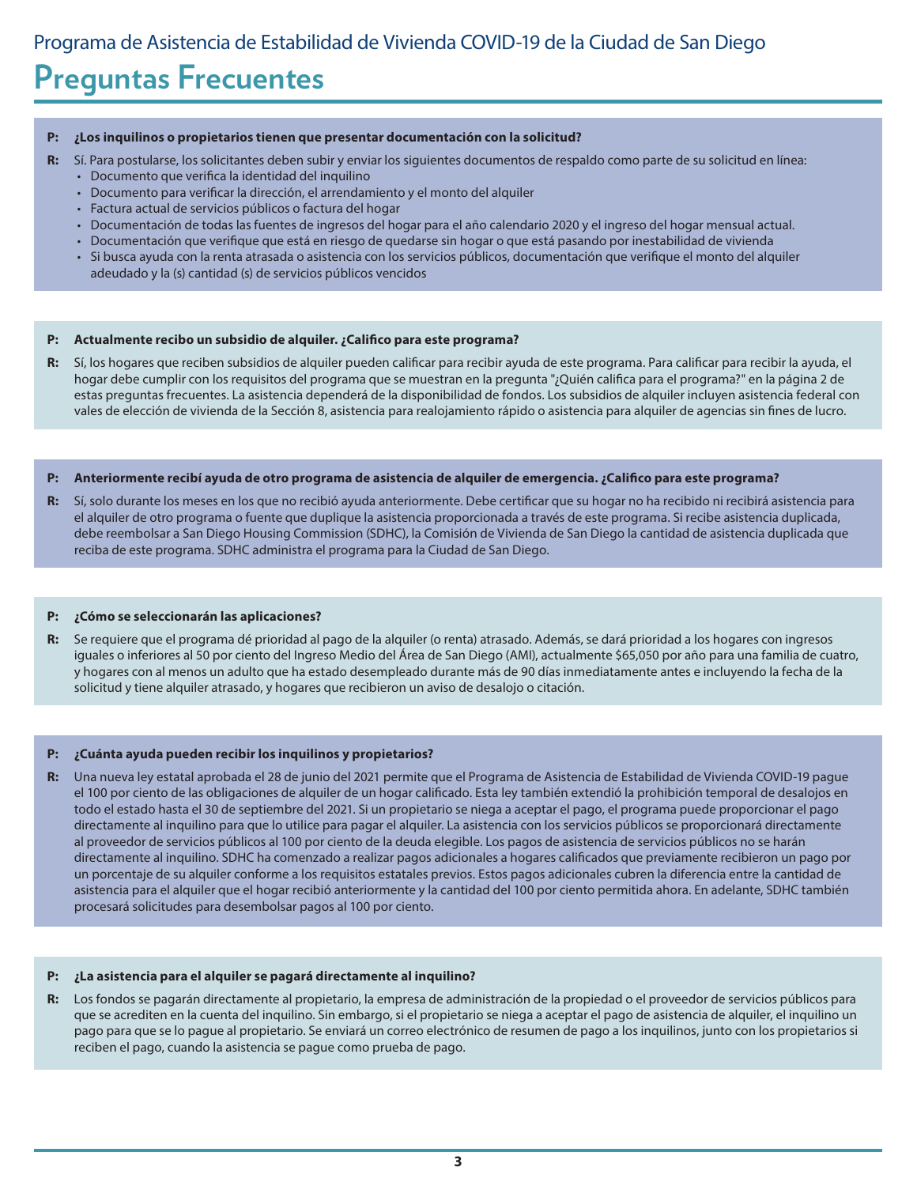Programa de Asistencia de Estabilidad de Vivienda COVID-19 de la Ciudad de San Diego

# Preguntas Frecuentes

**P: ¿Los inquilinos o propietarios tienen que presentar documentación con la solicitud?**

**R:** Sí. Para postularse, los solicitantes deben subir y enviar los siguientes documentos de respaldo como parte de su solicitud en línea:

- Documento que verifica la identidad del inquilino
- Documento para verificar la dirección, el arrendamiento y el monto del alquiler
- Factura actual de servicios públicos o factura del hogar
- Documentación de todas las fuentes de ingresos del hogar para el año calendario 2020 y el ingreso del hogar mensual actual.
- Documentación que verifique que está en riesgo de quedarse sin hogar o que está pasando por inestabilidad de vivienda
- Si busca ayuda con la renta atrasada o asistencia con los servicios públicos, documentación que verifique el monto del alquiler adeudado y la (s) cantidad (s) de servicios públicos vencidos

**P: Actualmente recibo un subsidio de alquiler. ¿Califico para este programa?**

**R:** Sí, los hogares que reciben subsidios de alquiler pueden calificar para recibir ayuda de este programa. Para calificar para recibir la ayuda, el hogar debe cumplir con los requisitos del programa que se muestran en la pregunta "¿Quién califica para el programa?" en la página 2 de estas preguntas frecuentes. La asistencia dependerá de la disponibilidad de fondos. Los subsidios de alquiler incluyen asistencia federal con vales de elección de vivienda de la Sección 8, asistencia para realojamiento rápido o asistencia para alquiler de agencias sin fines de lucro.

**P: Anteriormente recibí ayuda de otro programa de asistencia de alquiler de emergencia. ¿Califico para este programa?**

**R:** Sí, solo durante los meses en los que no recibió ayuda anteriormente. Debe certificar que su hogar no ha recibido ni recibirá asistencia para el alquiler de otro programa o fuente que duplique la asistencia proporcionada a través de este programa. Si recibe asistencia duplicada, debe reembolsar a San Diego Housing Commission (SDHC), la Comisión de Vivienda de San Diego la cantidad de asistencia duplicada que reciba de este programa. SDHC administra el programa para la Ciudad de San Diego.

**P: ¿Cómo se seleccionarán las aplicaciones?**

**R:** Se requiere que el programa dé prioridad al pago de la alquiler (o renta) atrasado. Además, se dará prioridad a los hogares con ingresos iguales o inferiores al 50 por ciento del Ingreso Medio del Área de San Diego (AMI), actualmente $65,050 por año para una familia de cuatro, y hogares con al menos un adulto que ha estado desempleado durante más de 90 días inmediatamente antes e incluyendo la fecha de la solicitud y tiene alquiler atrasado, y hogares que recibieron un aviso de desalojo o citación.

**P: ¿Cuánta ayuda pueden recibir los inquilinos y propietarios?**

**R:** Una nueva ley estatal aprobada el 28 de junio del 2021 permite que el Programa de Asistencia de Estabilidad de Vivienda COVID-19 pague el 100 por ciento de las obligaciones de alquiler de un hogar calificado. Esta ley también extendió la prohibición temporal de desalojos en todo el estado hasta el 30 de septiembre del 2021. Si un propietario se niega a aceptar el pago, el programa puede proporcionar el pago directamente al inquilino para que lo utilice para pagar el alquiler. La asistencia con los servicios públicos se proporcionará directamente al proveedor de servicios públicos al 100 por ciento de la deuda elegible. Los pagos de asistencia de servicios públicos no se harán directamente al inquilino. SDHC ha comenzado a realizar pagos adicionales a hogares calificados que previamente recibieron un pago por un porcentaje de su alquiler conforme a los requisitos estatales previos. Estos pagos adicionales cubren la diferencia entre la cantidad de asistencia para el alquiler que el hogar recibió anteriormente y la cantidad del 100 por ciento permitida ahora. En adelante, SDHC también procesará solicitudes para desembolsar pagos al 100 por ciento.

**P: ¿La asistencia para el alquiler se pagará directamente al inquilino?**

**R:** Los fondos se pagarán directamente al propietario, la empresa de administración de la propiedad o el proveedor de servicios públicos para que se acrediten en la cuenta del inquilino. Sin embargo, si el propietario se niega a aceptar el pago de asistencia de alquiler, el inquilino un pago para que se lo pague al propietario. Se enviará un correo electrónico de resumen de pago a los inquilinos, junto con los propietarios si reciben el pago, cuando la asistencia se pague como prueba de pago.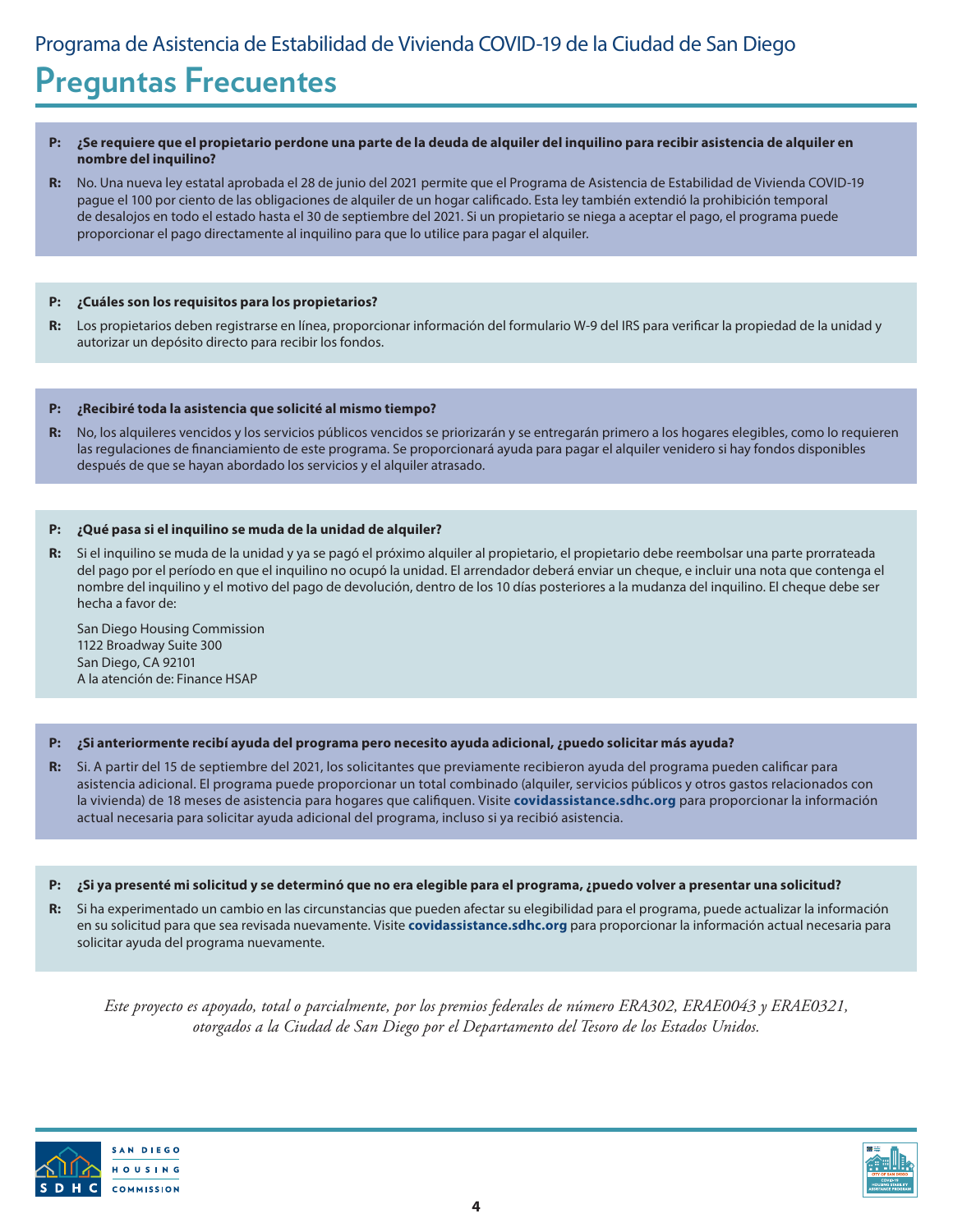## Programa de Asistencia de Estabilidad de Vivienda COVID-19 de la Ciudad de San Diego

# Preguntas Frecuentes

**P: ¿Se requiere que el propietario perdone una parte de la deuda de alquiler del inquilino para recibir asistencia de alquiler en nombre del inquilino?**

**R:** No. Una nueva ley estatal aprobada el 28 de junio del 2021 permite que el Programa de Asistencia de Estabilidad de Vivienda COVID-19 pague el 100 por ciento de las obligaciones de alquiler de un hogar calificado. Esta ley también extendió la prohibición temporal de desalojos en todo el estado hasta el 30 de septiembre del 2021. Si un propietario se niega a aceptar el pago, el programa puede proporcionar el pago directamente al inquilino para que lo utilice para pagar el alquiler.

**P: ¿Cuáles son los requisitos para los propietarios?**

**R:** Los propietarios deben registrarse en línea, proporcionar información del formulario W-9 del IRS para verificar la propiedad de la unidad y autorizar un depósito directo para recibir los fondos.

**P: ¿Recibiré toda la asistencia que solicité al mismo tiempo?**

**R:** No, los alquileres vencidos y los servicios públicos vencidos se priorizarán y se entregarán primero a los hogares elegibles, como lo requieren las regulaciones de financiamiento de este programa. Se proporcionará ayuda para pagar el alquiler venidero si hay fondos disponibles después de que se hayan abordado los servicios y el alquiler atrasado.

**P: ¿Qué pasa si el inquilino se muda de la unidad de alquiler?**

**R:** Si el inquilino se muda de la unidad y ya se pagó el próximo alquiler al propietario, el propietario debe reembolsar una parte prorrateada del pago por el período en que el inquilino no ocupó la unidad. El arrendador deberá enviar un cheque, e incluir una nota que contenga el nombre del inquilino y el motivo del pago de devolución, dentro de los 10 días posteriores a la mudanza del inquilino. El cheque debe ser hecha a favor de:

San Diego Housing Commission
1122 Broadway Suite 300
San Diego, CA 92101
A la atención de: Finance HSAP

**P: ¿Si anteriormente recibí ayuda del programa pero necesito ayuda adicional, ¿puedo solicitar más ayuda?**

**R:** Si. A partir del 15 de septiembre del 2021, los solicitantes que previamente recibieron ayuda del programa pueden calificar para asistencia adicional. El programa puede proporcionar un total combinado (alquiler, servicios públicos y otros gastos relacionados con la vivienda) de 18 meses de asistencia para hogares que califiquen. Visite **covidassistance.sdhc.org** para proporcionar la información actual necesaria para solicitar ayuda adicional del programa, incluso si ya recibió asistencia.

**P: ¿Si ya presenté mi solicitud y se determinó que no era elegible para el programa, ¿puedo volver a presentar una solicitud?**

**R:** Si ha experimentado un cambio en las circunstancias que pueden afectar su elegibilidad para el programa, puede actualizar la información en su solicitud para que sea revisada nuevamente. Visite **covidassistance.sdhc.org** para proporcionar la información actual necesaria para solicitar ayuda del programa nuevamente.

*Este proyecto es apoyado, total o parcialmente, por los premios federales de número ERA302, ERAE0043 y ERAE0321, otorgados a la Ciudad de San Diego por el Departamento del Tesoro de los Estados Unidos.*